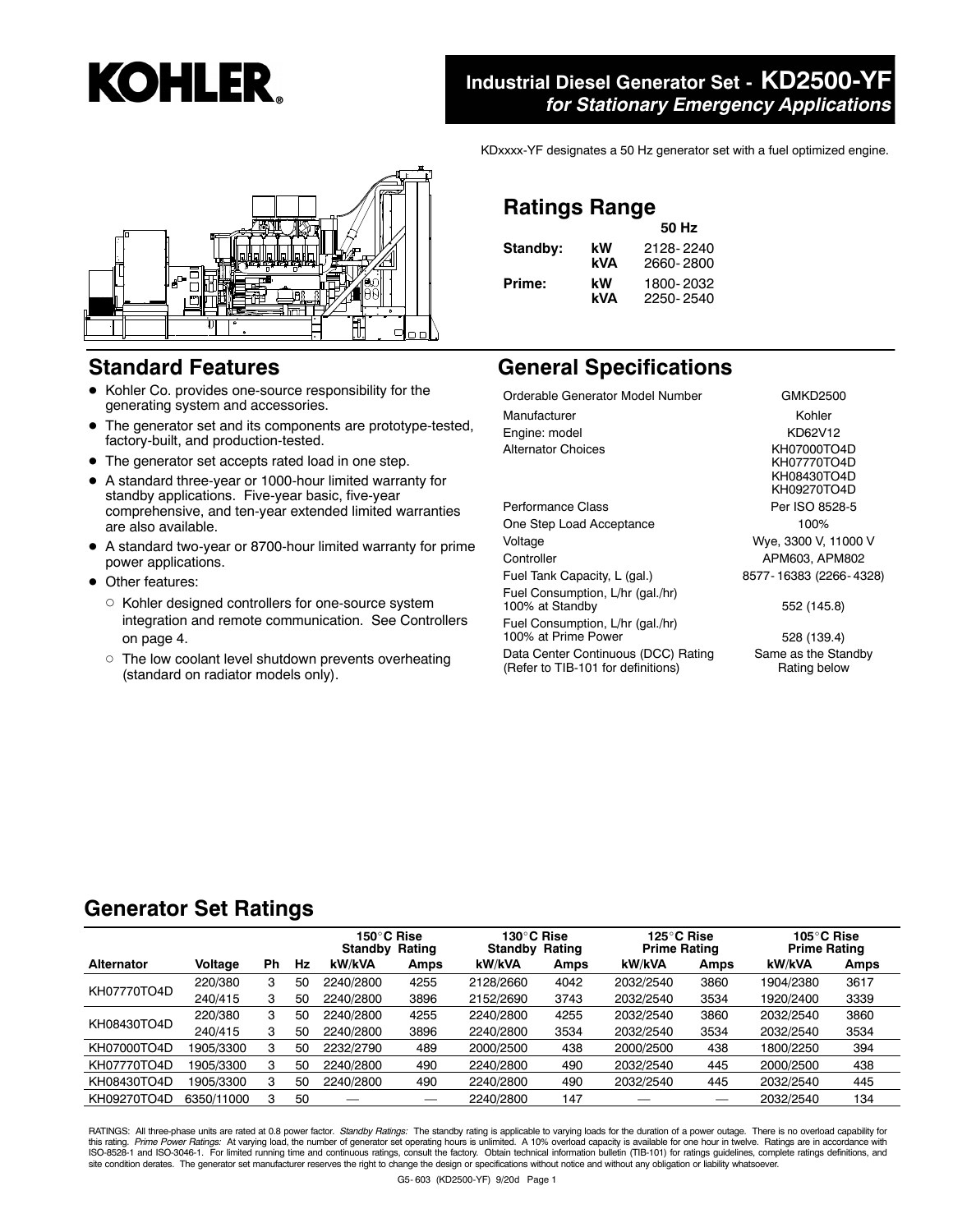# KOHLER

## Industrial Diesel Generator Set - KD2500-YF
### *for Stationary Emergency Applications*

KDxxxx-YF designates a 50 Hz generator set with a fuel optimized engine.

## Ratings Range

| | | 50 Hz |
|---|---|---|
| **Standby:** | **kW** | 2128-2240 |
| | **kVA** | 2660-2800 |
| **Prime:** | **kW** | 1800-2032 |
| | **kVA** | 2250-2540 |

## Standard Features

- Kohler Co. provides one-source responsibility for the generating system and accessories.
- The generator set and its components are prototype-tested, factory-built, and production-tested.
- The generator set accepts rated load in one step.
- A standard three-year or 1000-hour limited warranty for standby applications. Five-year basic, five-year comprehensive, and ten-year extended limited warranties are also available.
- A standard two-year or 8700-hour limited warranty for prime power applications.
- Other features:
  - Kohler designed controllers for one-source system integration and remote communication. See Controllers on page 4.
  - The low coolant level shutdown prevents overheating (standard on radiator models only).

## General Specifications

| | |
|---|---|
| Orderable Generator Model Number | GMKD2500 |
| Manufacturer | Kohler |
| Engine: model | KD62V12 |
| Alternator Choices | KH07000TO4D<br>KH07770TO4D<br>KH08430TO4D<br>KH09270TO4D |
| Performance Class | Per ISO 8528-5 |
| One Step Load Acceptance | 100% |
| Voltage | Wye, 3300 V, 11000 V |
| Controller | APM603, APM802 |
| Fuel Tank Capacity, L (gal.) | 8577-16383 (2266-4328) |
| Fuel Consumption, L/hr (gal./hr) 100% at Standby | 552 (145.8) |
| Fuel Consumption, L/hr (gal./hr) 100% at Prime Power | 528 (139.4) |
| Data Center Continuous (DCC) Rating (Refer to TIB-101 for definitions) | Same as the Standby Rating below |

## Generator Set Ratings

| | | | | 150°C Rise Standby Rating | | 130°C Rise Standby Rating | | 125°C Rise Prime Rating | | 105°C Rise Prime Rating | |
|---|---|---|---|---|---|---|---|---|---|---|---|
| **Alternator** | **Voltage** | **Ph** | **Hz** | **kW/kVA** | **Amps** | **kW/kVA** | **Amps** | **kW/kVA** | **Amps** | **kW/kVA** | **Amps** |
| KH07770TO4D | 220/380 | 3 | 50 | 2240/2800 | 4255 | 2128/2660 | 4042 | 2032/2540 | 3860 | 1904/2380 | 3617 |
| | 240/415 | 3 | 50 | 2240/2800 | 3896 | 2152/2690 | 3743 | 2032/2540 | 3534 | 1920/2400 | 3339 |
| KH08430TO4D | 220/380 | 3 | 50 | 2240/2800 | 4255 | 2240/2800 | 4255 | 2032/2540 | 3860 | 2032/2540 | 3860 |
| | 240/415 | 3 | 50 | 2240/2800 | 3896 | 2240/2800 | 3534 | 2032/2540 | 3534 | 2032/2540 | 3534 |
| KH07000TO4D | 1905/3300 | 3 | 50 | 2232/2790 | 489 | 2000/2500 | 438 | 2000/2500 | 438 | 1800/2250 | 394 |
| KH07770TO4D | 1905/3300 | 3 | 50 | 2240/2800 | 490 | 2240/2800 | 490 | 2032/2540 | 445 | 2000/2500 | 438 |
| KH08430TO4D | 1905/3300 | 3 | 50 | 2240/2800 | 490 | 2240/2800 | 490 | 2032/2540 | 445 | 2032/2540 | 445 |
| KH09270TO4D | 6350/11000 | 3 | 50 | — | — | 2240/2800 | 147 | — | — | 2032/2540 | 134 |

RATINGS: All three-phase units are rated at 0.8 power factor. *Standby Ratings:* The standby rating is applicable to varying loads for the duration of a power outage. There is no overload capability for this rating. *Prime Power Ratings:* At varying load, the number of generator set operating hours is unlimited. A 10% overload capacity is available for one hour in twelve. Ratings are in accordance with ISO-8528-1 and ISO-3046-1. For limited running time and continuous ratings, consult the factory. Obtain technical information bulletin (TIB-101) for ratings guidelines, complete ratings definitions, and site condition derates. The generator set manufacturer reserves the right to change the design or specifications without notice and without any obligation or liability whatsoever.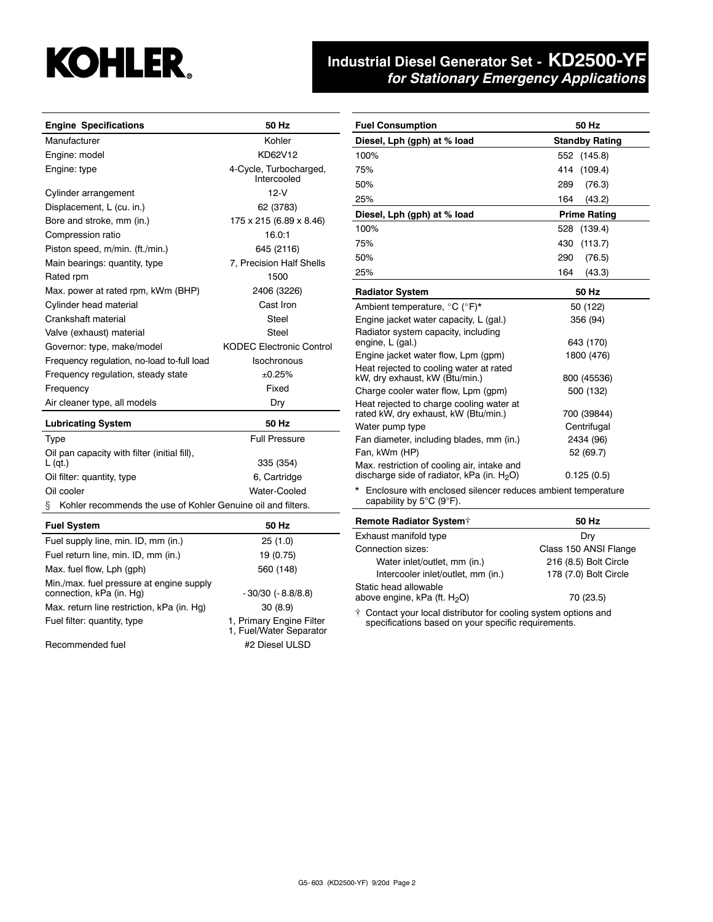# Industrial Diesel Generator Set - KD2500-YF
## *for Stationary Emergency Applications*

| Engine Specifications | 50 Hz |
|---|---|
| Manufacturer | Kohler |
| Engine: model | KD62V12 |
| Engine: type | 4-Cycle, Turbocharged, Intercooled |
| Cylinder arrangement | 12-V |
| Displacement, L (cu. in.) | 62 (3783) |
| Bore and stroke, mm (in.) | 175 x 215 (6.89 x 8.46) |
| Compression ratio | 16.0:1 |
| Piston speed, m/min. (ft./min.) | 645 (2116) |
| Main bearings: quantity, type | 7, Precision Half Shells |
| Rated rpm | 1500 |
| Max. power at rated rpm, kWm (BHP) | 2406 (3226) |
| Cylinder head material | Cast Iron |
| Crankshaft material | Steel |
| Valve (exhaust) material | Steel |
| Governor: type, make/model | KODEC Electronic Control |
| Frequency regulation, no-load to-full load | Isochronous |
| Frequency regulation, steady state | ±0.25% |
| Frequency | Fixed |
| Air cleaner type, all models | Dry |

| Lubricating System | 50 Hz |
|---|---|
| Type | Full Pressure |
| Oil pan capacity with filter (initial fill), L (qt.) | 335 (354) |
| Oil filter: quantity, type | 6, Cartridge |
| Oil cooler | Water-Cooled |

§ Kohler recommends the use of Kohler Genuine oil and filters.

| Fuel System | 50 Hz |
|---|---|
| Fuel supply line, min. ID, mm (in.) | 25 (1.0) |
| Fuel return line, min. ID, mm (in.) | 19 (0.75) |
| Max. fuel flow, Lph (gph) | 560 (148) |
| Min./max. fuel pressure at engine supply connection, kPa (in. Hg) | -30/30 (-8.8/8.8) |
| Max. return line restriction, kPa (in. Hg) | 30 (8.9) |
| Fuel filter: quantity, type | 1, Primary Engine Filter<br>1, Fuel/Water Separator |
| Recommended fuel | #2 Diesel ULSD |

| Fuel Consumption | 50 Hz |
|---|---|
| **Diesel, Lph (gph) at % load** | **Standby Rating** |
| 100% | 552 (145.8) |
| 75% | 414 (109.4) |
| 50% | 289 (76.3) |
| 25% | 164 (43.2) |
| **Diesel, Lph (gph) at % load** | **Prime Rating** |
| 100% | 528 (139.4) |
| 75% | 430 (113.7) |
| 50% | 290 (76.5) |
| 25% | 164 (43.3) |

| Radiator System | 50 Hz |
|---|---|
| Ambient temperature, °C (°F)* | 50 (122) |
| Engine jacket water capacity, L (gal.) | 356 (94) |
| Radiator system capacity, including engine, L (gal.) | 643 (170) |
| Engine jacket water flow, Lpm (gpm) | 1800 (476) |
| Heat rejected to cooling water at rated kW, dry exhaust, kW (Btu/min.) | 800 (45536) |
| Charge cooler water flow, Lpm (gpm) | 500 (132) |
| Heat rejected to charge cooling water at rated kW, dry exhaust, kW (Btu/min.) | 700 (39844) |
| Water pump type | Centrifugal |
| Fan diameter, including blades, mm (in.) | 2434 (96) |
| Fan, kWm (HP) | 52 (69.7) |
| Max. restriction of cooling air, intake and discharge side of radiator, kPa (in. $H_2O$) | 0.125 (0.5) |

\* Enclosure with enclosed silencer reduces ambient temperature capability by 5°C (9°F).

| Remote Radiator System† | 50 Hz |
|---|---|
| Exhaust manifold type | Dry |
| Connection sizes: | Class 150 ANSI Flange |
| Water inlet/outlet, mm (in.) | 216 (8.5) Bolt Circle |
| Intercooler inlet/outlet, mm (in.) | 178 (7.0) Bolt Circle |
| Static head allowable above engine, kPa (ft. $H_2O$) | 70 (23.5) |

† Contact your local distributor for cooling system options and specifications based on your specific requirements.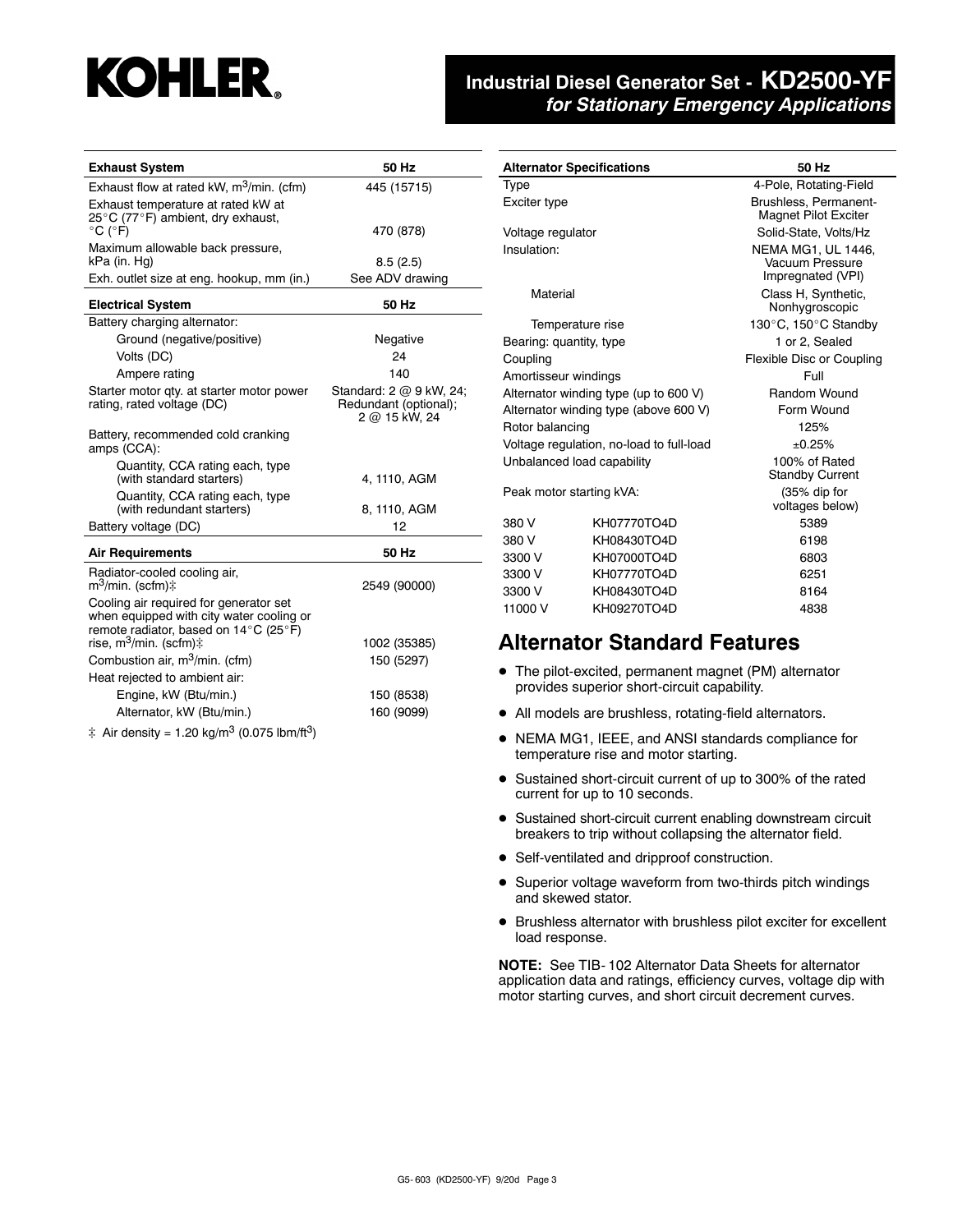# Industrial Diesel Generator Set - KD2500-YF *for Stationary Emergency Applications*

| Exhaust System | 50 Hz |
|---|---|
| Exhaust flow at rated kW, $m^3$/min. (cfm) | 445 (15715) |
| Exhaust temperature at rated kW at 25°C (77°F) ambient, dry exhaust, °C (°F) | 470 (878) |
| Maximum allowable back pressure, kPa (in. Hg) | 8.5 (2.5) |
| Exh. outlet size at eng. hookup, mm (in.) | See ADV drawing |

| Electrical System | 50 Hz |
|---|---|
| Battery charging alternator: | |
| Ground (negative/positive) | Negative |
| Volts (DC) | 24 |
| Ampere rating | 140 |
| Starter motor qty. at starter motor power rating, rated voltage (DC) | Standard: 2 @ 9 kW, 24; Redundant (optional); 2 @ 15 kW, 24 |
| Battery, recommended cold cranking amps (CCA): | |
| Quantity, CCA rating each, type (with standard starters) | 4, 1110, AGM |
| Quantity, CCA rating each, type (with redundant starters) | 8, 1110, AGM |
| Battery voltage (DC) | 12 |

| Air Requirements | 50 Hz |
|---|---|
| Radiator-cooled cooling air, $m^3$/min. (scfm)‡ | 2549 (90000) |
| Cooling air required for generator set when equipped with city water cooling or remote radiator, based on 14°C (25°F) rise, $m^3$/min. (scfm)‡ | 1002 (35385) |
| Combustion air, $m^3$/min. (cfm) | 150 (5297) |
| Heat rejected to ambient air: | |
| Engine, kW (Btu/min.) | 150 (8538) |
| Alternator, kW (Btu/min.) | 160 (9099) |

‡ Air density = 1.20 kg/$m^3$ (0.075 lbm/$ft^3$)

| Alternator Specifications | | 50 Hz |
|---|---|---|
| Type | | 4-Pole, Rotating-Field |
| Exciter type | | Brushless, Permanent-Magnet Pilot Exciter |
| Voltage regulator | | Solid-State, Volts/Hz |
| Insulation: | | NEMA MG1, UL 1446, Vacuum Pressure Impregnated (VPI) |
| Material | | Class H, Synthetic, Nonhygroscopic |
| Temperature rise | | 130°C, 150°C Standby |
| Bearing: quantity, type | | 1 or 2, Sealed |
| Coupling | | Flexible Disc or Coupling |
| Amortisseur windings | | Full |
| Alternator winding type (up to 600 V) | | Random Wound |
| Alternator winding type (above 600 V) | | Form Wound |
| Rotor balancing | | 125% |
| Voltage regulation, no-load to full-load | | ±0.25% |
| Unbalanced load capability | | 100% of Rated Standby Current |
| Peak motor starting kVA: | | (35% dip for voltages below) |
| 380 V | KH07770TO4D | 5389 |
| 380 V | KH08430TO4D | 6198 |
| 3300 V | KH07000TO4D | 6803 |
| 3300 V | KH07770TO4D | 6251 |
| 3300 V | KH08430TO4D | 8164 |
| 11000 V | KH09270TO4D | 4838 |

## Alternator Standard Features

- The pilot-excited, permanent magnet (PM) alternator provides superior short-circuit capability.
- All models are brushless, rotating-field alternators.
- NEMA MG1, IEEE, and ANSI standards compliance for temperature rise and motor starting.
- Sustained short-circuit current of up to 300% of the rated current for up to 10 seconds.
- Sustained short-circuit current enabling downstream circuit breakers to trip without collapsing the alternator field.
- Self-ventilated and dripproof construction.
- Superior voltage waveform from two-thirds pitch windings and skewed stator.
- Brushless alternator with brushless pilot exciter for excellent load response.

**NOTE:** See TIB- 102 Alternator Data Sheets for alternator application data and ratings, efficiency curves, voltage dip with motor starting curves, and short circuit decrement curves.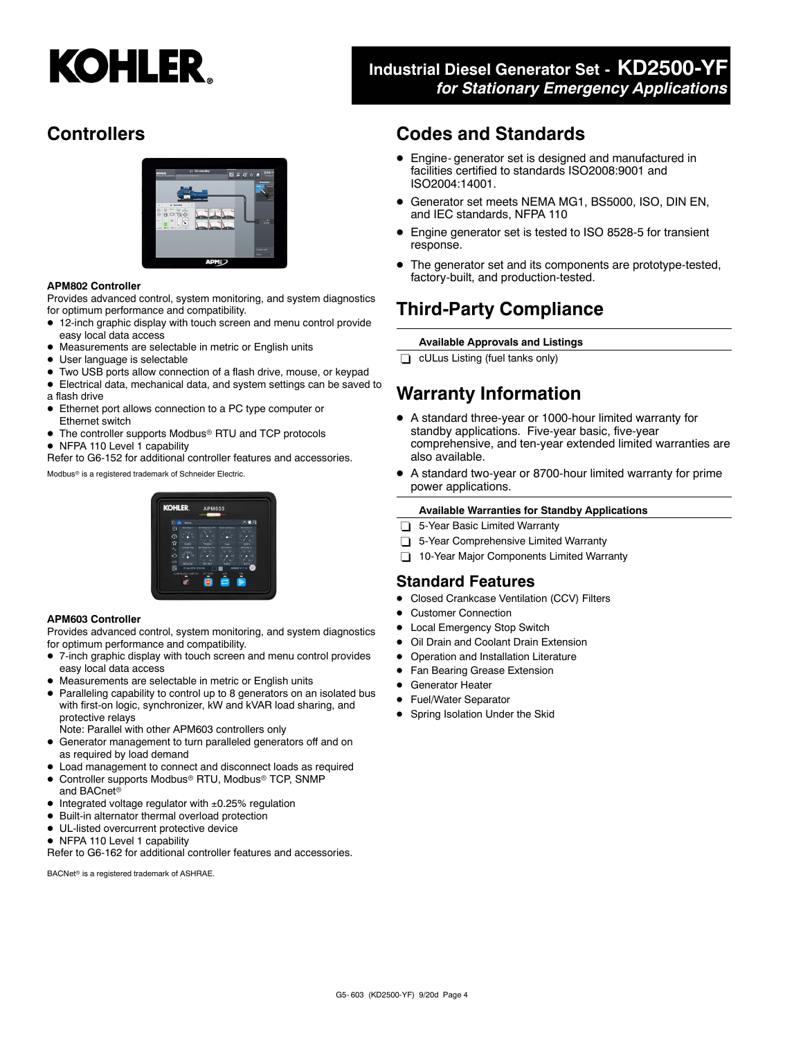## Controllers

**APM802 Controller**

Provides advanced control, system monitoring, and system diagnostics for optimum performance and compatibility.

- 12-inch graphic display with touch screen and menu control provide easy local data access
- Measurements are selectable in metric or English units
- User language is selectable
- Two USB ports allow connection of a flash drive, mouse, or keypad
- Electrical data, mechanical data, and system settings can be saved to a flash drive
- Ethernet port allows connection to a PC type computer or Ethernet switch
- The controller supports Modbus® RTU and TCP protocols
- NFPA 110 Level 1 capability

Refer to G6-152 for additional controller features and accessories.

Modbus® is a registered trademark of Schneider Electric.

**APM603 Controller**

Provides advanced control, system monitoring, and system diagnostics for optimum performance and compatibility.

- 7-inch graphic display with touch screen and menu control provides easy local data access
- Measurements are selectable in metric or English units
- Paralleling capability to control up to 8 generators on an isolated bus with first-on logic, synchronizer, kW and kVAR load sharing, and protective relays
  Note: Parallel with other APM603 controllers only
- Generator management to turn paralleled generators off and on as required by load demand
- Load management to connect and disconnect loads as required
- Controller supports Modbus® RTU, Modbus® TCP, SNMP and BACnet®
- Integrated voltage regulator with ±0.25% regulation
- Built-in alternator thermal overload protection
- UL-listed overcurrent protective device
- NFPA 110 Level 1 capability

Refer to G6-162 for additional controller features and accessories.

BACNet® is a registered trademark of ASHRAE.

## Codes and Standards

- Engine- generator set is designed and manufactured in facilities certified to standards ISO2008:9001 and ISO2004:14001.
- Generator set meets NEMA MG1, BS5000, ISO, DIN EN, and IEC standards, NFPA 110
- Engine generator set is tested to ISO 8528-5 for transient response.
- The generator set and its components are prototype-tested, factory-built, and production-tested.

## Third-Party Compliance

**Available Approvals and Listings**

- ❑ cULus Listing (fuel tanks only)

## Warranty Information

- A standard three-year or 1000-hour limited warranty for standby applications. Five-year basic, five-year comprehensive, and ten-year extended limited warranties are also available.
- A standard two-year or 8700-hour limited warranty for prime power applications.

**Available Warranties for Standby Applications**

- ❑ 5-Year Basic Limited Warranty
- ❑ 5-Year Comprehensive Limited Warranty
- ❑ 10-Year Major Components Limited Warranty

## Standard Features

- Closed Crankcase Ventilation (CCV) Filters
- Customer Connection
- Local Emergency Stop Switch
- Oil Drain and Coolant Drain Extension
- Operation and Installation Literature
- Fan Bearing Grease Extension
- Generator Heater
- Fuel/Water Separator
- Spring Isolation Under the Skid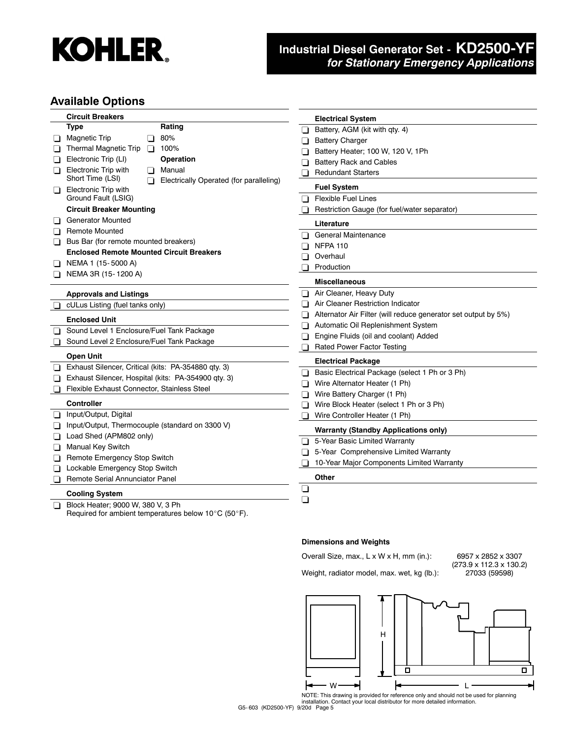## Industrial Diesel Generator Set - KD2500-YF
### *for Stationary Emergency Applications*

## Available Options

**Circuit Breakers**

**Type**
- ❑ Magnetic Trip
- ❑ Thermal Magnetic Trip
- ❑ Electronic Trip (LI)
- ❑ Electronic Trip with Short Time (LSI)
- ❑ Electronic Trip with Ground Fault (LSIG)

**Rating**
- ❑ 80%
- ❑ 100%

**Operation**
- ❑ Manual
- ❑ Electrically Operated (for paralleling)

**Circuit Breaker Mounting**
- ❑ Generator Mounted
- ❑ Remote Mounted
- ❑ Bus Bar (for remote mounted breakers)

**Enclosed Remote Mounted Circuit Breakers**
- ❑ NEMA 1 (15-5000 A)
- ❑ NEMA 3R (15-1200 A)

**Approvals and Listings**
- ❑ cULus Listing (fuel tanks only)

**Enclosed Unit**
- ❑ Sound Level 1 Enclosure/Fuel Tank Package
- ❑ Sound Level 2 Enclosure/Fuel Tank Package

**Open Unit**
- ❑ Exhaust Silencer, Critical (kits: PA-354880 qty. 3)
- ❑ Exhaust Silencer, Hospital (kits: PA-354900 qty. 3)
- ❑ Flexible Exhaust Connector, Stainless Steel

**Controller**
- ❑ Input/Output, Digital
- ❑ Input/Output, Thermocouple (standard on 3300 V)
- ❑ Load Shed (APM802 only)
- ❑ Manual Key Switch
- ❑ Remote Emergency Stop Switch
- ❑ Lockable Emergency Stop Switch
- ❑ Remote Serial Annunciator Panel

**Cooling System**
- ❑ Block Heater; 9000 W, 380 V, 3 Ph
  Required for ambient temperatures below 10°C (50°F).

**Electrical System**
- ❑ Battery, AGM (kit with qty. 4)
- ❑ Battery Charger
- ❑ Battery Heater; 100 W, 120 V, 1Ph
- ❑ Battery Rack and Cables
- ❑ Redundant Starters

**Fuel System**
- ❑ Flexible Fuel Lines
- ❑ Restriction Gauge (for fuel/water separator)

**Literature**
- ❑ General Maintenance
- ❑ NFPA 110
- ❑ Overhaul
- ❑ Production

**Miscellaneous**
- ❑ Air Cleaner, Heavy Duty
- ❑ Air Cleaner Restriction Indicator
- ❑ Alternator Air Filter (will reduce generator set output by 5%)
- ❑ Automatic Oil Replenishment System
- ❑ Engine Fluids (oil and coolant) Added
- ❑ Rated Power Factor Testing

**Electrical Package**
- ❑ Basic Electrical Package (select 1 Ph or 3 Ph)
- ❑ Wire Alternator Heater (1 Ph)
- ❑ Wire Battery Charger (1 Ph)
- ❑ Wire Block Heater (select 1 Ph or 3 Ph)
- ❑ Wire Controller Heater (1 Ph)

**Warranty (Standby Applications only)**
- ❑ 5-Year Basic Limited Warranty
- ❑ 5-Year Comprehensive Limited Warranty
- ❑ 10-Year Major Components Limited Warranty

**Other**
- ❑
- ❑

**Dimensions and Weights**

| | |
|---|---|
| Overall Size, max., L x W x H, mm (in.): | 6957 x 2852 x 3307 (273.9 x 112.3 x 130.2) |
| Weight, radiator model, max. wet, kg (lb.): | 27033 (59598) |

NOTE: This drawing is provided for reference only and should not be used for planning installation. Contact your local distributor for more detailed information.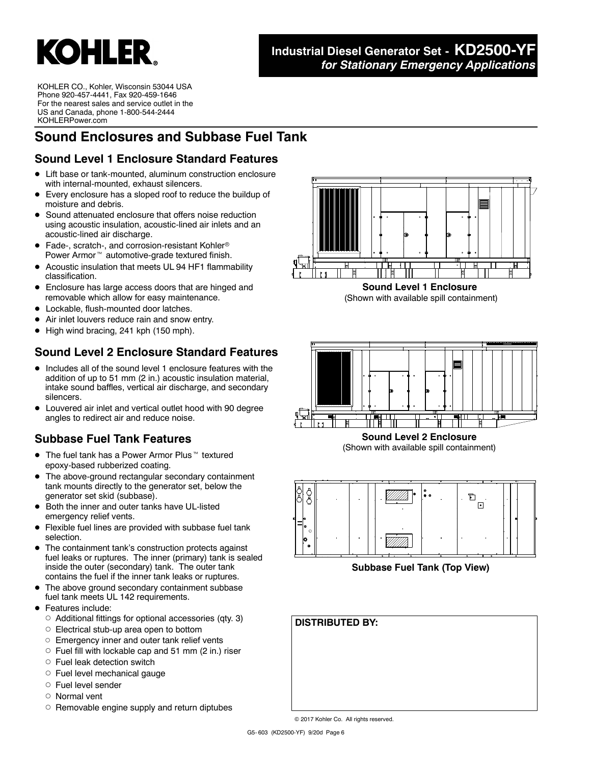# Industrial Diesel Generator Set - KD2500-YF

*for Stationary Emergency Applications*

KOHLER CO., Kohler, Wisconsin 53044 USA
Phone 920-457-4441, Fax 920-459-1646
For the nearest sales and service outlet in the US and Canada, phone 1-800-544-2444
KOHLERPower.com

## Sound Enclosures and Subbase Fuel Tank

### Sound Level 1 Enclosure Standard Features

- Lift base or tank-mounted, aluminum construction enclosure with internal-mounted, exhaust silencers.
- Every enclosure has a sloped roof to reduce the buildup of moisture and debris.
- Sound attenuated enclosure that offers noise reduction using acoustic insulation, acoustic-lined air inlets and an acoustic-lined air discharge.
- Fade-, scratch-, and corrosion-resistant Kohler® Power Armor™ automotive-grade textured finish.
- Acoustic insulation that meets UL 94 HF1 flammability classification.
- Enclosure has large access doors that are hinged and removable which allow for easy maintenance.
- Lockable, flush-mounted door latches.
- Air inlet louvers reduce rain and snow entry.
- High wind bracing, 241 kph (150 mph).

**Sound Level 1 Enclosure**
(Shown with available spill containment)

### Sound Level 2 Enclosure Standard Features

- Includes all of the sound level 1 enclosure features with the addition of up to 51 mm (2 in.) acoustic insulation material, intake sound baffles, vertical air discharge, and secondary silencers.
- Louvered air inlet and vertical outlet hood with 90 degree angles to redirect air and reduce noise.

**Sound Level 2 Enclosure**
(Shown with available spill containment)

### Subbase Fuel Tank Features

- The fuel tank has a Power Armor Plus™ textured epoxy-based rubberized coating.
- The above-ground rectangular secondary containment tank mounts directly to the generator set, below the generator set skid (subbase).
- Both the inner and outer tanks have UL-listed emergency relief vents.
- Flexible fuel lines are provided with subbase fuel tank selection.
- The containment tank's construction protects against fuel leaks or ruptures. The inner (primary) tank is sealed inside the outer (secondary) tank. The outer tank contains the fuel if the inner tank leaks or ruptures.
- The above ground secondary containment subbase fuel tank meets UL 142 requirements.
- Features include:
  - Additional fittings for optional accessories (qty. 3)
  - Electrical stub-up area open to bottom
  - Emergency inner and outer tank relief vents
  - Fuel fill with lockable cap and 51 mm (2 in.) riser
  - Fuel leak detection switch
  - Fuel level mechanical gauge
  - Fuel level sender
  - Normal vent
  - Removable engine supply and return diptubes

**Subbase Fuel Tank (Top View)**

**DISTRIBUTED BY:**

© 2017 Kohler Co. All rights reserved.